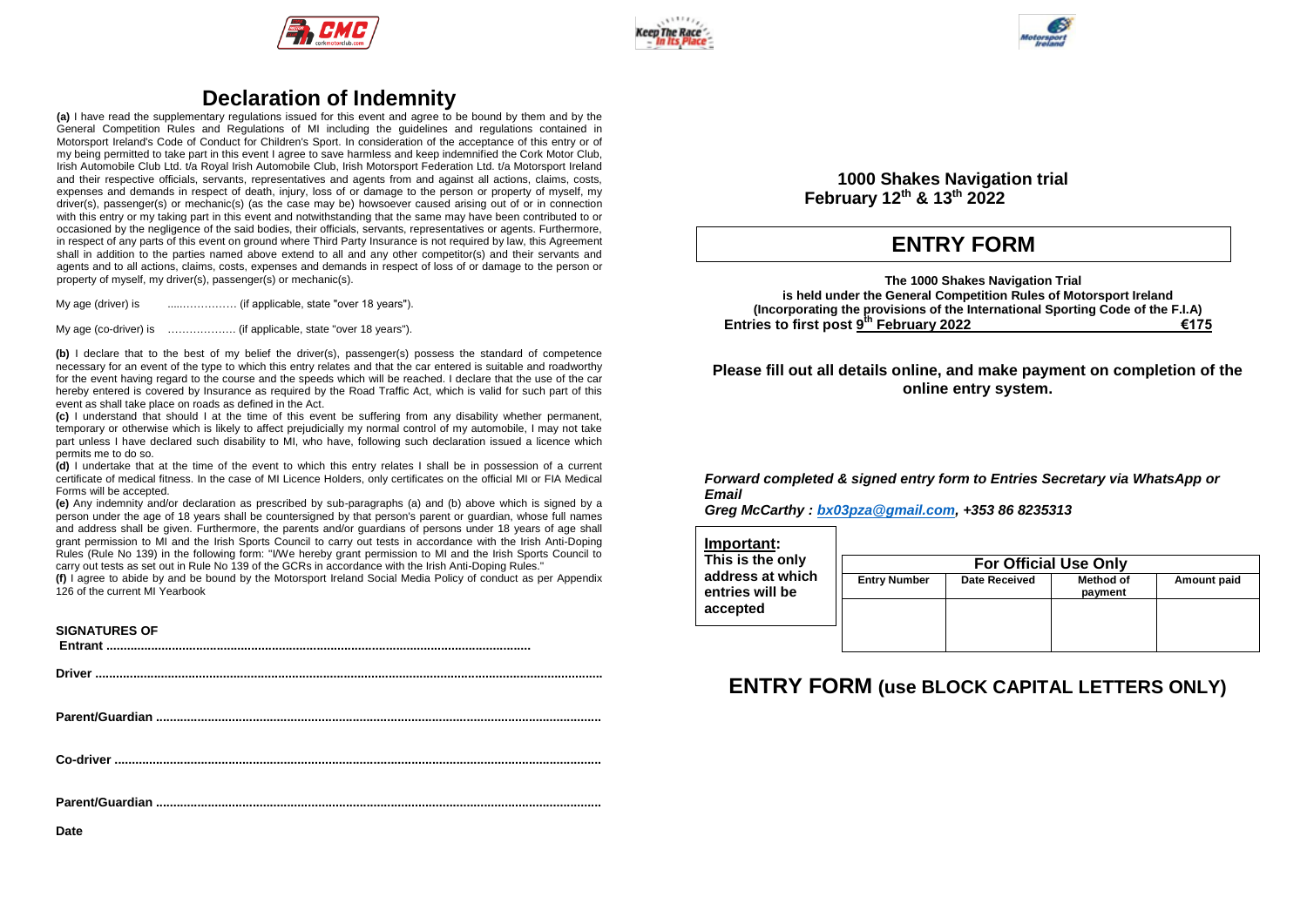# Declaration of Indemnity

**(a)** I have read the supplementary regulations issued for this event and agree to be bound by them and by the General Competition Rules and Regulations of MI including the guidelines and regulations contained in Motorsport Ireland's Code of Conduct for Children's Sport. In consideration of the acceptance of this entry or of my being permitted to take part in this event I agree to save harmless and keep indemnified the Cork Motor Club, Irish Automobile Club Ltd. t/a Royal Irish Automobile Club, Irish Motorsport Federation Ltd. t/a Motorsport Ireland and their respective officials, servants, representatives and agents from and against all actions, claims, costs, expenses and demands in respect of death, injury, loss of or damage to the person or property of myself, my driver(s), passenger(s) or mechanic(s) (as the case may be) howsoever caused arising out of or in connection with this entry or my taking part in this event and notwithstanding that the same may have been contributed to or occasioned by the negligence of the said bodies, their officials, servants, representatives or agents. Furthermore, in respect of any parts of this event on ground where Third Party Insurance is not required by law, this Agreement shall in addition to the parties named above extend to all and any other competitor(s) and their servants and agents and to all actions, claims, costs, expenses and demands in respect of loss of or damage to the person or property of myself, my driver(s), passenger(s) or mechanic(s).

My age (driver) is ..................... (if applicable, state "over 18 years").

My age (co-driver) is ..................... (if applicable, state "over 18 years").

**(b)** I declare that to the best of my belief the driver(s), passenger(s) possess the standard of competence necessary for an event of the type to which this entry relates and that the car entered is suitable and roadworthy for the event having regard to the course and the speeds which will be reached. I declare that the use of the car hereby entered is covered by Insurance as required by the Road Traffic Act, which is valid for such part of this event as shall take place on roads as defined in the Act.

**(c)** I understand that should I at the time of this event be suffering from any disability whether permanent, temporary or otherwise which is likely to affect prejudicially my normal control of my automobile, I may not take part unless I have declared such disability to MI, who have, following such declaration issued a licence which permits me to do so.

**(d)** I undertake that at the time of the event to which this entry relates I shall be in possession of a current certificate of medical fitness. In the case of MI Licence Holders, only certificates on the official MI or FIA Medical Forms will be accepted.

**(e)** Any indemnity and/or declaration as prescribed by sub-paragraphs (a) and (b) above which is signed by a person under the age of 18 years shall be countersigned by that person's parent or guardian, whose full names and address shall be given. Furthermore, the parents and/or guardians of persons under 18 years of age shall grant permission to MI and the Irish Sports Council to carry out tests in accordance with the Irish Anti-Doping Rules (Rule No 139) in the following form: "I/We hereby grant permission to MI and the Irish Sports Council to carry out tests as set out in Rule No 139 of the GCRs in accordance with the Irish Anti-Doping Rules."

**(f)** I agree to abide by and be bound by the Motorsport Ireland Social Media Policy of conduct as per Appendix 126 of the current MI Yearbook

**SIGNATURES OF**

**Entrant** ..........................................................................................................................

**Driver** ..........................................................................................................................

**Parent/Guardian** ..........................................................................................................................

**Co-driver** ..........................................................................................................................

**Parent/Guardian** ..........................................................................................................................

**Date**

**1000 Shakes Navigation trial**
**February 12th & 13th 2022**

# ENTRY FORM

**The 1000 Shakes Navigation Trial**
**is held under the General Competition Rules of Motorsport Ireland**
**(Incorporating the provisions of the International Sporting Code of the F.I.A)**
**Entries to first post 9th February 2022 €175**

**Please fill out all details online, and make payment on completion of the online entry system.**

***Forward completed & signed entry form to Entries Secretary via WhatsApp or Email***
***Greg McCarthy : bx03pza@gmail.com, +353 86 8235313***

**Important:**
**This is the only address at which entries will be accepted**

| For Official Use Only | | | |
|---|---|---|---|
| **Entry Number** | **Date Received** | **Method of payment** | **Amount paid** |
| | | | |

## ENTRY FORM (use BLOCK CAPITAL LETTERS ONLY)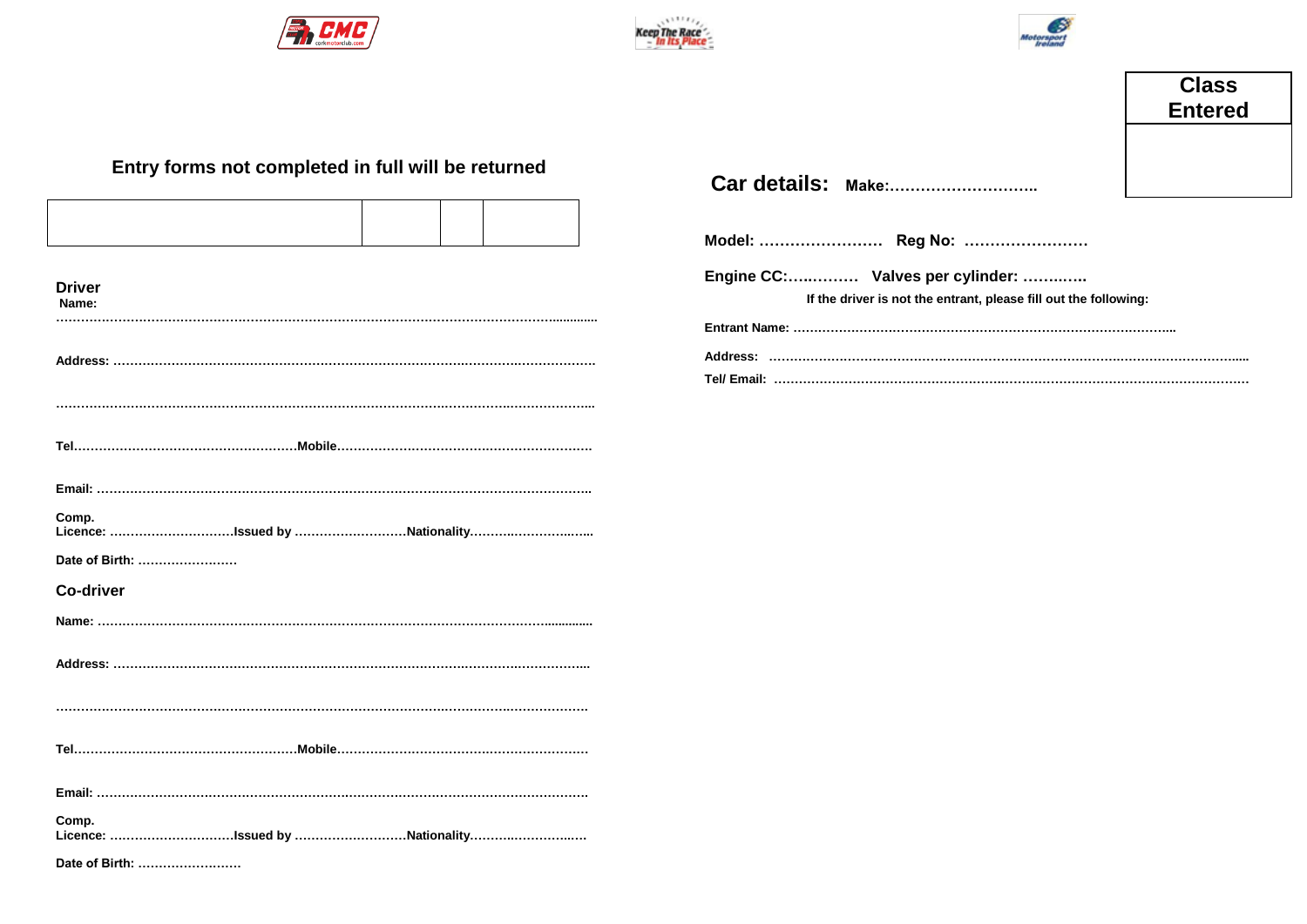**Class Entered**

**Entry forms not completed in full will be returned**

| | | | |
|---|---|---|---|
| | | | |

## Driver

**Name:** ………………………………………………………………………………………………………………..........

**Address:** ……………………………………………………………………………………………………………

……………………………………………………………………………………………………………………………

**Tel**………………………………………………**Mobile**……………………………………………………

**Email:** ………………………………………………………………………………………………………………

**Comp. Licence:** ………………………….**Issued by** ……………………….**Nationality**……………………….

**Date of Birth:** ……………………

## Co-driver

**Name:** ……………………………………………………………………………………………………..........

**Address:** ……………………………………………………………………………………………………………

……………………………………………………………………………………………………………………………

**Tel**………………………………………………**Mobile**……………………………………………………

**Email:** ………………………………………………………………………………………………………………

**Comp. Licence:** ………………………….**Issued by** ……………………….**Nationality**……………………….

**Date of Birth:** ……………………

## Car details: Make:………………………..

**Model:** ……………………  **Reg No:** ……………………

**Engine CC:**……..……  **Valves per cylinder:** ………..…..

**If the driver is not the entrant, please fill out the following:**

**Entrant Name:** ………………………………………………………………………………..

**Address:** ……………………………………………………………………………………………………….....

**Tel/ Email:** ………………………………………………………………………………………………………